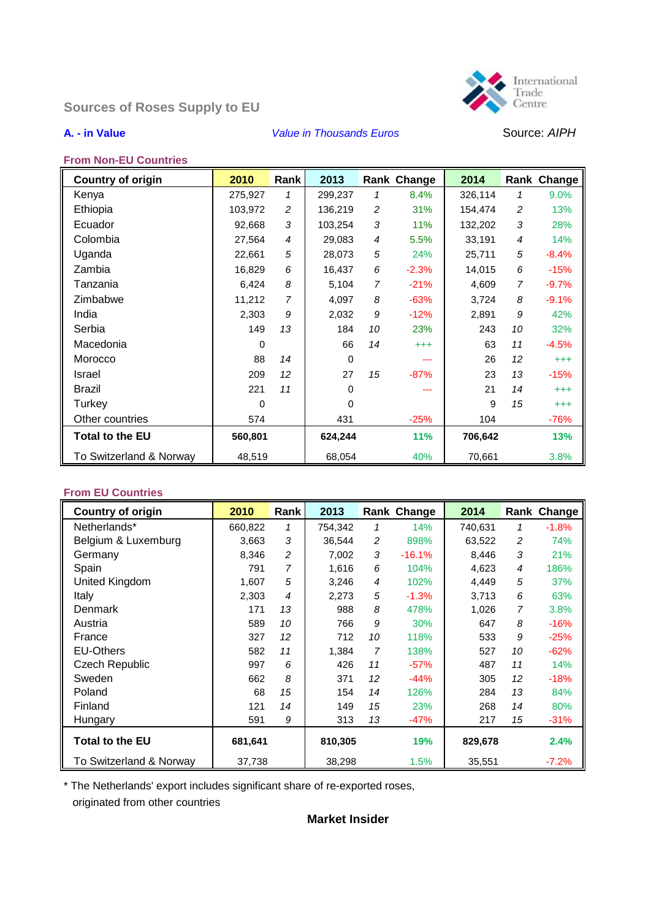International Trade Centre

## Sources of Roses Supply to EU

**A. - in Value** *Value in Thousands Euros* Source: *AIPH*

### From Non-EU Countries

| Country of origin | 2010 | Rank | 2013 | Rank | Change | 2014 | Rank | Change |
|---|---|---|---|---|---|---|---|---|
| Kenya | 275,927 | 1 | 299,237 | 1 | 8.4% | 326,114 | 1 | 9.0% |
| Ethiopia | 103,972 | 2 | 136,219 | 2 | 31% | 154,474 | 2 | 13% |
| Ecuador | 92,668 | 3 | 103,254 | 3 | 11% | 132,202 | 3 | 28% |
| Colombia | 27,564 | 4 | 29,083 | 4 | 5.5% | 33,191 | 4 | 14% |
| Uganda | 22,661 | 5 | 28,073 | 5 | 24% | 25,711 | 5 | -8.4% |
| Zambia | 16,829 | 6 | 16,437 | 6 | -2.3% | 14,015 | 6 | -15% |
| Tanzania | 6,424 | 8 | 5,104 | 7 | -21% | 4,609 | 7 | -9.7% |
| Zimbabwe | 11,212 | 7 | 4,097 | 8 | -63% | 3,724 | 8 | -9.1% |
| India | 2,303 | 9 | 2,032 | 9 | -12% | 2,891 | 9 | 42% |
| Serbia | 149 | 13 | 184 | 10 | 23% | 243 | 10 | 32% |
| Macedonia | 0 | | 66 | 14 | +++ | 63 | 11 | -4.5% |
| Morocco | 88 | 14 | 0 | | --- | 26 | 12 | +++ |
| Israel | 209 | 12 | 27 | 15 | -87% | 23 | 13 | -15% |
| Brazil | 221 | 11 | 0 | | --- | 21 | 14 | +++ |
| Turkey | 0 | | 0 | | | 9 | 15 | +++ |
| Other countries | 574 | | 431 | | -25% | 104 | | -76% |
| **Total to the EU** | **560,801** | | **624,244** | | **11%** | **706,642** | | **13%** |
| To Switzerland & Norway | 48,519 | | 68,054 | | 40% | 70,661 | | 3.8% |

### From EU Countries

| Country of origin | 2010 | Rank | 2013 | Rank | Change | 2014 | Rank | Change |
|---|---|---|---|---|---|---|---|---|
| Netherlands* | 660,822 | 1 | 754,342 | 1 | 14% | 740,631 | 1 | -1.8% |
| Belgium & Luxemburg | 3,663 | 3 | 36,544 | 2 | 898% | 63,522 | 2 | 74% |
| Germany | 8,346 | 2 | 7,002 | 3 | -16.1% | 8,446 | 3 | 21% |
| Spain | 791 | 7 | 1,616 | 6 | 104% | 4,623 | 4 | 186% |
| United Kingdom | 1,607 | 5 | 3,246 | 4 | 102% | 4,449 | 5 | 37% |
| Italy | 2,303 | 4 | 2,273 | 5 | -1.3% | 3,713 | 6 | 63% |
| Denmark | 171 | 13 | 988 | 8 | 478% | 1,026 | 7 | 3.8% |
| Austria | 589 | 10 | 766 | 9 | 30% | 647 | 8 | -16% |
| France | 327 | 12 | 712 | 10 | 118% | 533 | 9 | -25% |
| EU-Others | 582 | 11 | 1,384 | 7 | 138% | 527 | 10 | -62% |
| Czech Republic | 997 | 6 | 426 | 11 | -57% | 487 | 11 | 14% |
| Sweden | 662 | 8 | 371 | 12 | -44% | 305 | 12 | -18% |
| Poland | 68 | 15 | 154 | 14 | 126% | 284 | 13 | 84% |
| Finland | 121 | 14 | 149 | 15 | 23% | 268 | 14 | 80% |
| Hungary | 591 | 9 | 313 | 13 | -47% | 217 | 15 | -31% |
| **Total to the EU** | **681,641** | | **810,305** | | **19%** | **829,678** | | **2.4%** |
| To Switzerland & Norway | 37,738 | | 38,298 | | 1.5% | 35,551 | | -7.2% |

* The Netherlands' export includes significant share of re-exported roses, originated from other countries

**Market Insider**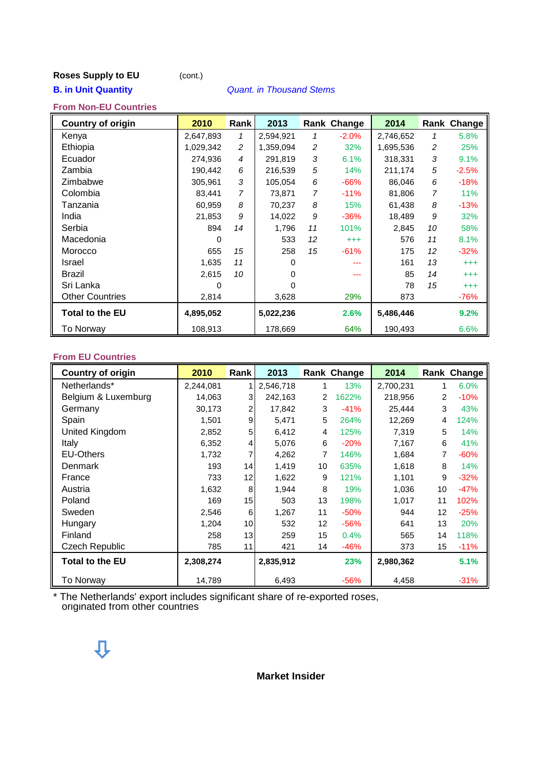**Roses Supply to EU** (cont.)

**B. in Unit Quantity** *Quant. in Thousand Stems*

**From Non-EU Countries**

| Country of origin | 2010 | Rank | 2013 | Rank | Change | 2014 | Rank | Change |
|---|---|---|---|---|---|---|---|---|
| Kenya | 2,647,893 | *1* | 2,594,921 | *1* | -2.0% | 2,746,652 | *1* | 5.8% |
| Ethiopia | 1,029,342 | *2* | 1,359,094 | *2* | 32% | 1,695,536 | *2* | 25% |
| Ecuador | 274,936 | *4* | 291,819 | *3* | 6.1% | 318,331 | *3* | 9.1% |
| Zambia | 190,442 | *6* | 216,539 | *5* | 14% | 211,174 | *5* | -2.5% |
| Zimbabwe | 305,961 | *3* | 105,054 | *6* | -66% | 86,046 | *6* | -18% |
| Colombia | 83,441 | *7* | 73,871 | *7* | -11% | 81,806 | *7* | 11% |
| Tanzania | 60,959 | *8* | 70,237 | *8* | 15% | 61,438 | *8* | -13% |
| India | 21,853 | *9* | 14,022 | *9* | -36% | 18,489 | *9* | 32% |
| Serbia | 894 | *14* | 1,796 | *11* | 101% | 2,845 | *10* | 58% |
| Macedonia | 0 | | 533 | *12* | +++ | 576 | *11* | 8.1% |
| Morocco | 655 | *15* | 258 | *15* | -61% | 175 | *12* | -32% |
| Israel | 1,635 | *11* | 0 | | --- | 161 | *13* | +++ |
| Brazil | 2,615 | *10* | 0 | | --- | 85 | *14* | +++ |
| Sri Lanka | 0 | | 0 | | | 78 | *15* | +++ |
| Other Countries | 2,814 | | 3,628 | | 29% | 873 | | -76% |
| **Total to the EU** | **4,895,052** | | **5,022,236** | | **2.6%** | **5,486,446** | | **9.2%** |
| To Norway | 108,913 | | 178,669 | | 64% | 190,493 | | 6.6% |

**From EU Countries**

| Country of origin | 2010 | Rank | 2013 | Rank | Change | 2014 | Rank | Change |
|---|---|---|---|---|---|---|---|---|
| Netherlands* | 2,244,081 | 1 | 2,546,718 | 1 | 13% | 2,700,231 | 1 | 6.0% |
| Belgium & Luxemburg | 14,063 | 3 | 242,163 | 2 | 1622% | 218,956 | 2 | -10% |
| Germany | 30,173 | 2 | 17,842 | 3 | -41% | 25,444 | 3 | 43% |
| Spain | 1,501 | 9 | 5,471 | 5 | 264% | 12,269 | 4 | 124% |
| United Kingdom | 2,852 | 5 | 6,412 | 4 | 125% | 7,319 | 5 | 14% |
| Italy | 6,352 | 4 | 5,076 | 6 | -20% | 7,167 | 6 | 41% |
| EU-Others | 1,732 | 7 | 4,262 | 7 | 146% | 1,684 | 7 | -60% |
| Denmark | 193 | 14 | 1,419 | 10 | 635% | 1,618 | 8 | 14% |
| France | 733 | 12 | 1,622 | 9 | 121% | 1,101 | 9 | -32% |
| Austria | 1,632 | 8 | 1,944 | 8 | 19% | 1,036 | 10 | -47% |
| Poland | 169 | 15 | 503 | 13 | 198% | 1,017 | 11 | 102% |
| Sweden | 2,546 | 6 | 1,267 | 11 | -50% | 944 | 12 | -25% |
| Hungary | 1,204 | 10 | 532 | 12 | -56% | 641 | 13 | 20% |
| Finland | 258 | 13 | 259 | 15 | 0.4% | 565 | 14 | 118% |
| Czech Republic | 785 | 11 | 421 | 14 | -46% | 373 | 15 | -11% |
| **Total to the EU** | **2,308,274** | | **2,835,912** | | **23%** | **2,980,362** | | **5.1%** |
| To Norway | 14,789 | | 6,493 | | -56% | 4,458 | | -31% |

\* The Netherlands' export includes significant share of re-exported roses, originated from other countries

**Market Insider**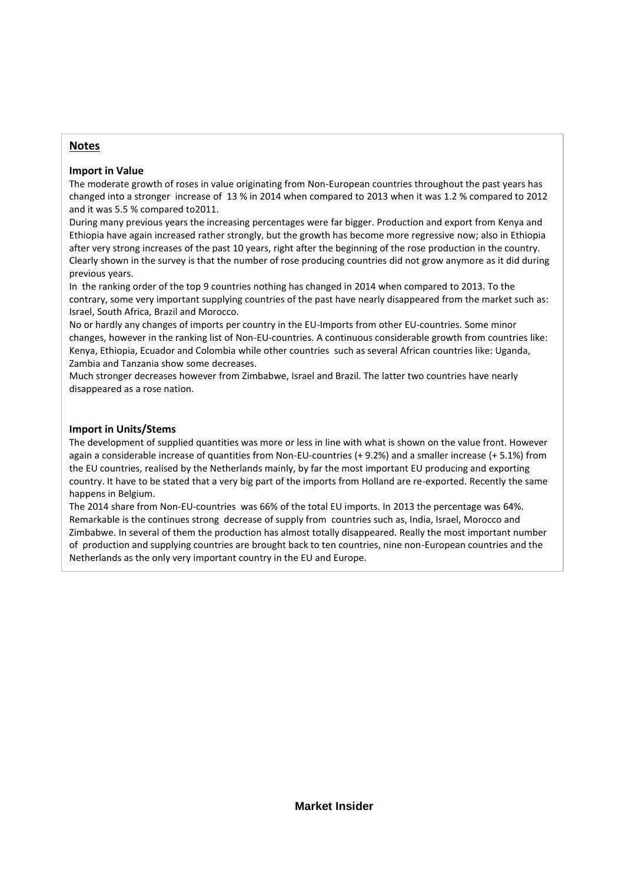## Notes

### Import in Value

The moderate growth of roses in value originating from Non-European countries throughout the past years has changed into a stronger increase of 13 % in 2014 when compared to 2013 when it was 1.2 % compared to 2012 and it was 5.5 % compared to2011.

During many previous years the increasing percentages were far bigger. Production and export from Kenya and Ethiopia have again increased rather strongly, but the growth has become more regressive now; also in Ethiopia after very strong increases of the past 10 years, right after the beginning of the rose production in the country. Clearly shown in the survey is that the number of rose producing countries did not grow anymore as it did during previous years.

In the ranking order of the top 9 countries nothing has changed in 2014 when compared to 2013. To the contrary, some very important supplying countries of the past have nearly disappeared from the market such as: Israel, South Africa, Brazil and Morocco.

No or hardly any changes of imports per country in the EU-Imports from other EU-countries. Some minor changes, however in the ranking list of Non-EU-countries. A continuous considerable growth from countries like: Kenya, Ethiopia, Ecuador and Colombia while other countries such as several African countries like: Uganda, Zambia and Tanzania show some decreases.

Much stronger decreases however from Zimbabwe, Israel and Brazil. The latter two countries have nearly disappeared as a rose nation.

### Import in Units/Stems

The development of supplied quantities was more or less in line with what is shown on the value front. However again a considerable increase of quantities from Non-EU-countries (+ 9.2%) and a smaller increase (+ 5.1%) from the EU countries, realised by the Netherlands mainly, by far the most important EU producing and exporting country. It have to be stated that a very big part of the imports from Holland are re-exported. Recently the same happens in Belgium.

The 2014 share from Non-EU-countries was 66% of the total EU imports. In 2013 the percentage was 64%. Remarkable is the continues strong decrease of supply from countries such as, India, Israel, Morocco and Zimbabwe. In several of them the production has almost totally disappeared. Really the most important number of production and supplying countries are brought back to ten countries, nine non-European countries and the Netherlands as the only very important country in the EU and Europe.